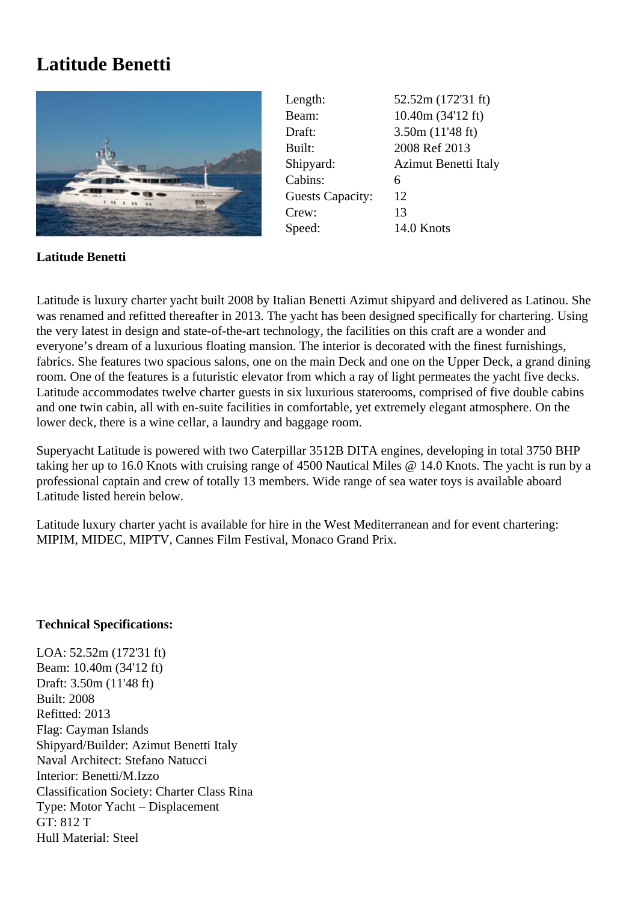# Latitude Benetti

| | |
|---|---|
| Length: | 52.52m (172'31 ft) |
| Beam: | 10.40m (34'12 ft) |
| Draft: | 3.50m (11'48 ft) |
| Built: | 2008 Ref 2013 |
| Shipyard: | Azimut Benetti Italy |
| Cabins: | 6 |
| Guests Capacity: | 12 |
| Crew: | 13 |
| Speed: | 14.0 Knots |

**Latitude Benetti**

Latitude is luxury charter yacht built 2008 by Italian Benetti Azimut shipyard and delivered as Latinou. She was renamed and refitted thereafter in 2013. The yacht has been designed specifically for chartering. Using the very latest in design and state-of-the-art technology, the facilities on this craft are a wonder and everyone's dream of a luxurious floating mansion. The interior is decorated with the finest furnishings, fabrics. She features two spacious salons, one on the main Deck and one on the Upper Deck, a grand dining room. One of the features is a futuristic elevator from which a ray of light permeates the yacht five decks. Latitude accommodates twelve charter guests in six luxurious staterooms, comprised of five double cabins and one twin cabin, all with en-suite facilities in comfortable, yet extremely elegant atmosphere. On the lower deck, there is a wine cellar, a laundry and baggage room.

Superyacht Latitude is powered with two Caterpillar 3512B DITA engines, developing in total 3750 BHP taking her up to 16.0 Knots with cruising range of 4500 Nautical Miles @ 14.0 Knots. The yacht is run by a professional captain and crew of totally 13 members. Wide range of sea water toys is available aboard Latitude listed herein below.

Latitude luxury charter yacht is available for hire in the West Mediterranean and for event chartering: MIPIM, MIDEC, MIPTV, Cannes Film Festival, Monaco Grand Prix.

**Technical Specifications:**

LOA: 52.52m (172'31 ft)
Beam: 10.40m (34'12 ft)
Draft: 3.50m (11'48 ft)
Built: 2008
Refitted: 2013
Flag: Cayman Islands
Shipyard/Builder: Azimut Benetti Italy
Naval Architect: Stefano Natucci
Interior: Benetti/M.Izzo
Classification Society: Charter Class Rina
Type: Motor Yacht – Displacement
GT: 812 T
Hull Material: Steel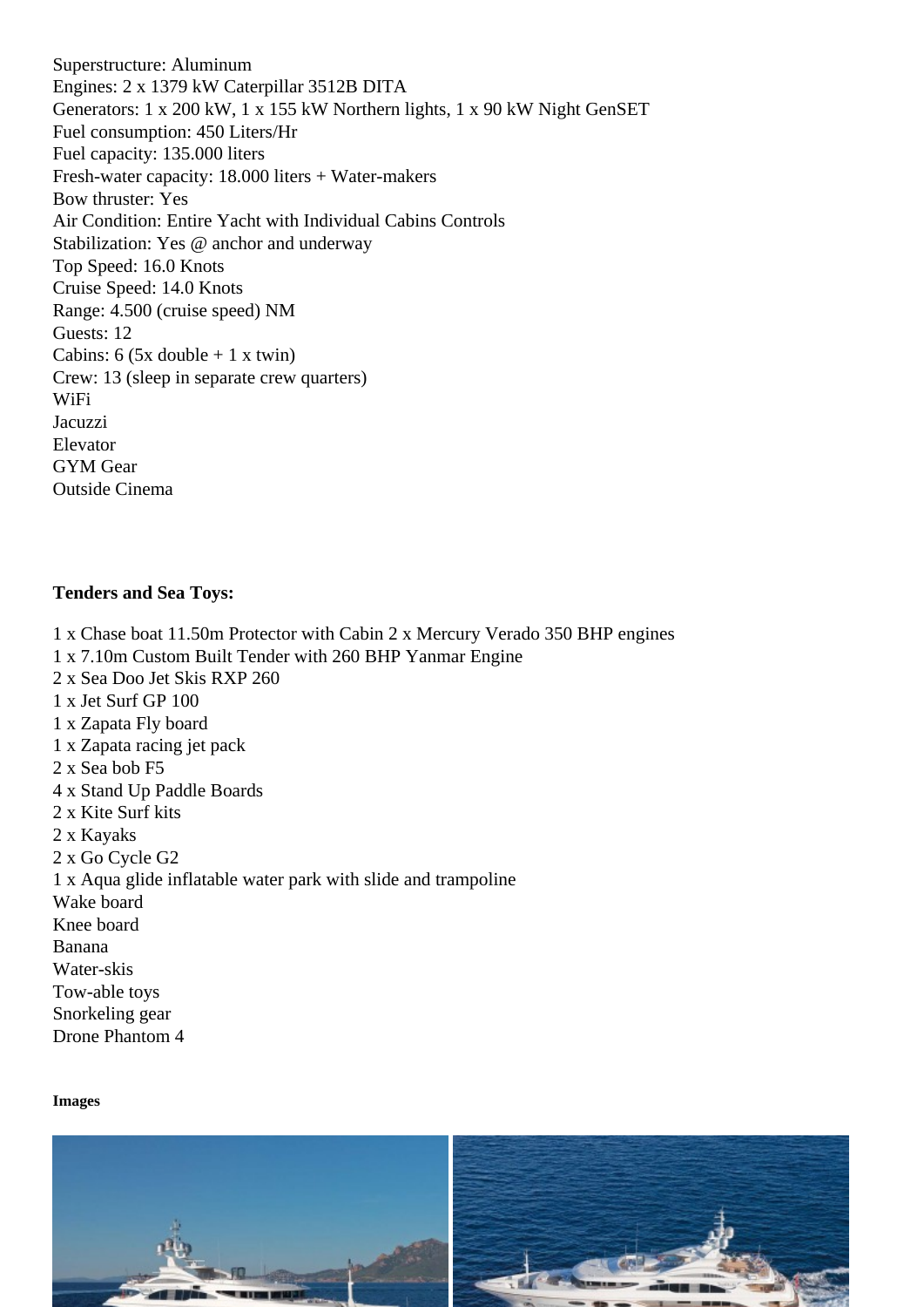Superstructure: Aluminum
Engines: 2 x 1379 kW Caterpillar 3512B DITA
Generators: 1 x 200 kW, 1 x 155 kW Northern lights, 1 x 90 kW Night GenSET
Fuel consumption: 450 Liters/Hr
Fuel capacity: 135.000 liters
Fresh-water capacity: 18.000 liters + Water-makers
Bow thruster: Yes
Air Condition: Entire Yacht with Individual Cabins Controls
Stabilization: Yes @ anchor and underway
Top Speed: 16.0 Knots
Cruise Speed: 14.0 Knots
Range: 4.500 (cruise speed) NM
Guests: 12
Cabins: 6 (5x double + 1 x twin)
Crew: 13 (sleep in separate crew quarters)
WiFi
Jacuzzi
Elevator
GYM Gear
Outside Cinema

**Tenders and Sea Toys:**

1 x Chase boat 11.50m Protector with Cabin 2 x Mercury Verado 350 BHP engines
1 x 7.10m Custom Built Tender with 260 BHP Yanmar Engine
2 x Sea Doo Jet Skis RXP 260
1 x Jet Surf GP 100
1 x Zapata Fly board
1 x Zapata racing jet pack
2 x Sea bob F5
4 x Stand Up Paddle Boards
2 x Kite Surf kits
2 x Kayaks
2 x Go Cycle G2
1 x Aqua glide inflatable water park with slide and trampoline
Wake board
Knee board
Banana
Water-skis
Tow-able toys
Snorkeling gear
Drone Phantom 4

**Images**